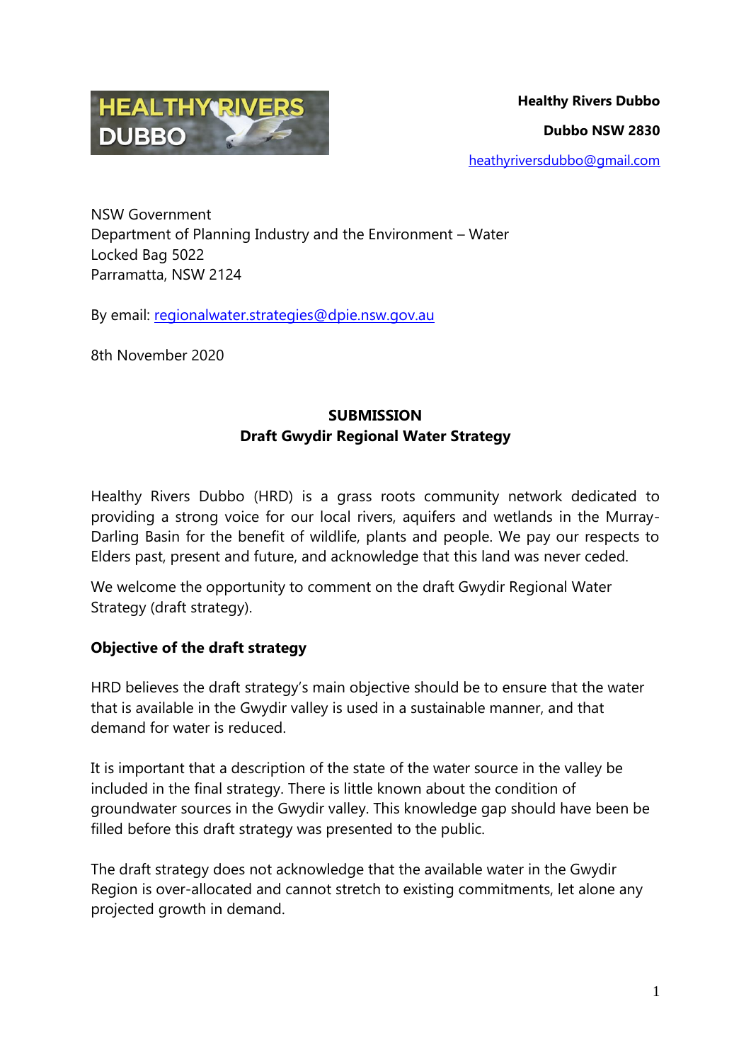HEALTHY RIVERS DUBBO

**Healthy Rivers Dubbo**

**Dubbo NSW 2830**

heathyriversdubbo@gmail.com

NSW Government
Department of Planning Industry and the Environment – Water
Locked Bag 5022
Parramatta, NSW 2124

By email: regionalwater.strategies@dpie.nsw.gov.au

8th November 2020

**SUBMISSION**
**Draft Gwydir Regional Water Strategy**

Healthy Rivers Dubbo (HRD) is a grass roots community network dedicated to providing a strong voice for our local rivers, aquifers and wetlands in the Murray-Darling Basin for the benefit of wildlife, plants and people. We pay our respects to Elders past, present and future, and acknowledge that this land was never ceded.

We welcome the opportunity to comment on the draft Gwydir Regional Water Strategy (draft strategy).

**Objective of the draft strategy**

HRD believes the draft strategy's main objective should be to ensure that the water that is available in the Gwydir valley is used in a sustainable manner, and that demand for water is reduced.

It is important that a description of the state of the water source in the valley be included in the final strategy. There is little known about the condition of groundwater sources in the Gwydir valley. This knowledge gap should have been be filled before this draft strategy was presented to the public.

The draft strategy does not acknowledge that the available water in the Gwydir Region is over-allocated and cannot stretch to existing commitments, let alone any projected growth in demand.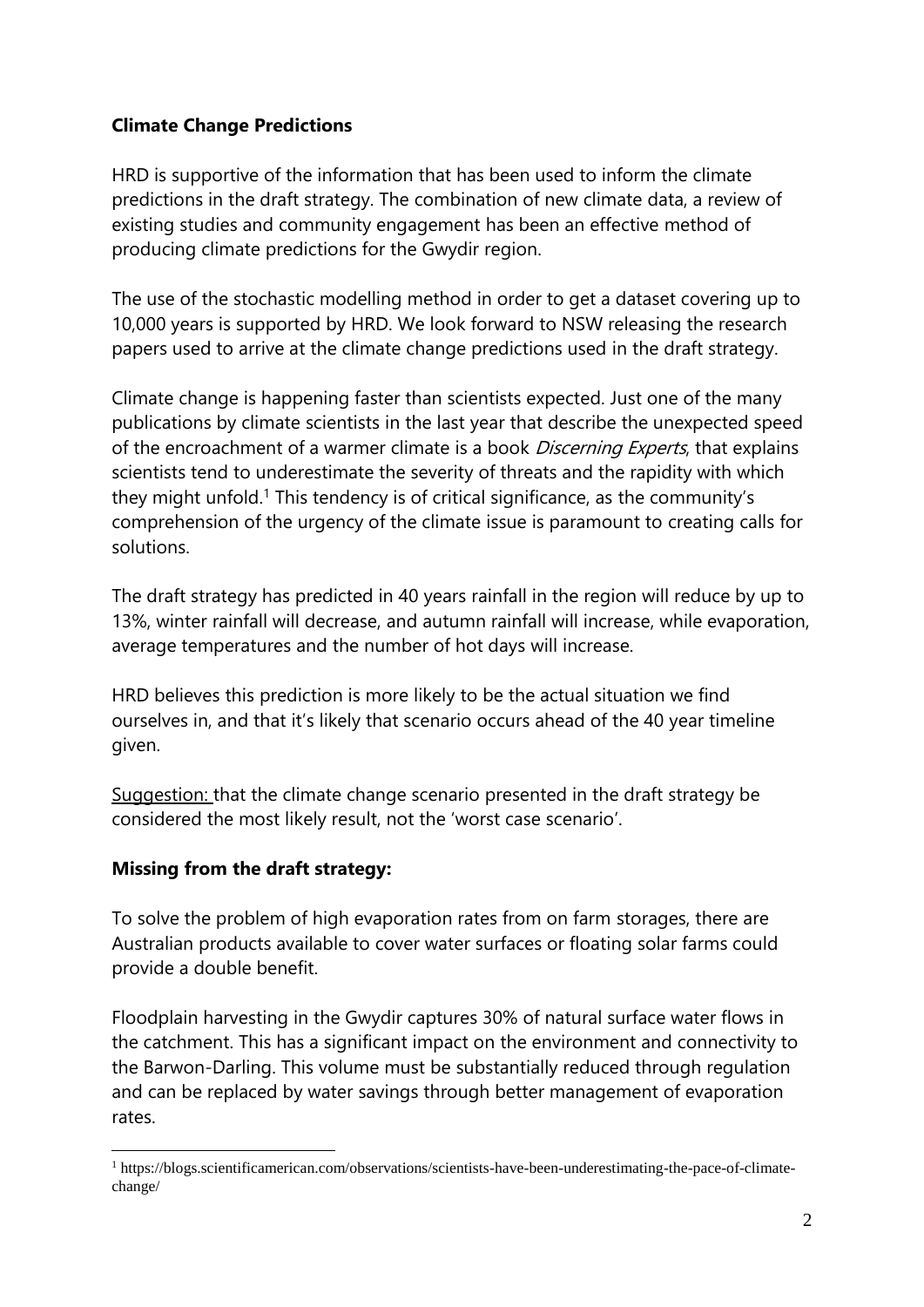**Climate Change Predictions**

HRD is supportive of the information that has been used to inform the climate predictions in the draft strategy. The combination of new climate data, a review of existing studies and community engagement has been an effective method of producing climate predictions for the Gwydir region.

The use of the stochastic modelling method in order to get a dataset covering up to 10,000 years is supported by HRD. We look forward to NSW releasing the research papers used to arrive at the climate change predictions used in the draft strategy.

Climate change is happening faster than scientists expected. Just one of the many publications by climate scientists in the last year that describe the unexpected speed of the encroachment of a warmer climate is a book *Discerning Experts*, that explains scientists tend to underestimate the severity of threats and the rapidity with which they might unfold.[1] This tendency is of critical significance, as the community's comprehension of the urgency of the climate issue is paramount to creating calls for solutions.

The draft strategy has predicted in 40 years rainfall in the region will reduce by up to 13%, winter rainfall will decrease, and autumn rainfall will increase, while evaporation, average temperatures and the number of hot days will increase.

HRD believes this prediction is more likely to be the actual situation we find ourselves in, and that it's likely that scenario occurs ahead of the 40 year timeline given.

<u>Suggestion:</u> that the climate change scenario presented in the draft strategy be considered the most likely result, not the 'worst case scenario'.

**Missing from the draft strategy:**

To solve the problem of high evaporation rates from on farm storages, there are Australian products available to cover water surfaces or floating solar farms could provide a double benefit.

Floodplain harvesting in the Gwydir captures 30% of natural surface water flows in the catchment. This has a significant impact on the environment and connectivity to the Barwon-Darling. This volume must be substantially reduced through regulation and can be replaced by water savings through better management of evaporation rates.

---

[1] https://blogs.scientificamerican.com/observations/scientists-have-been-underestimating-the-pace-of-climate-change/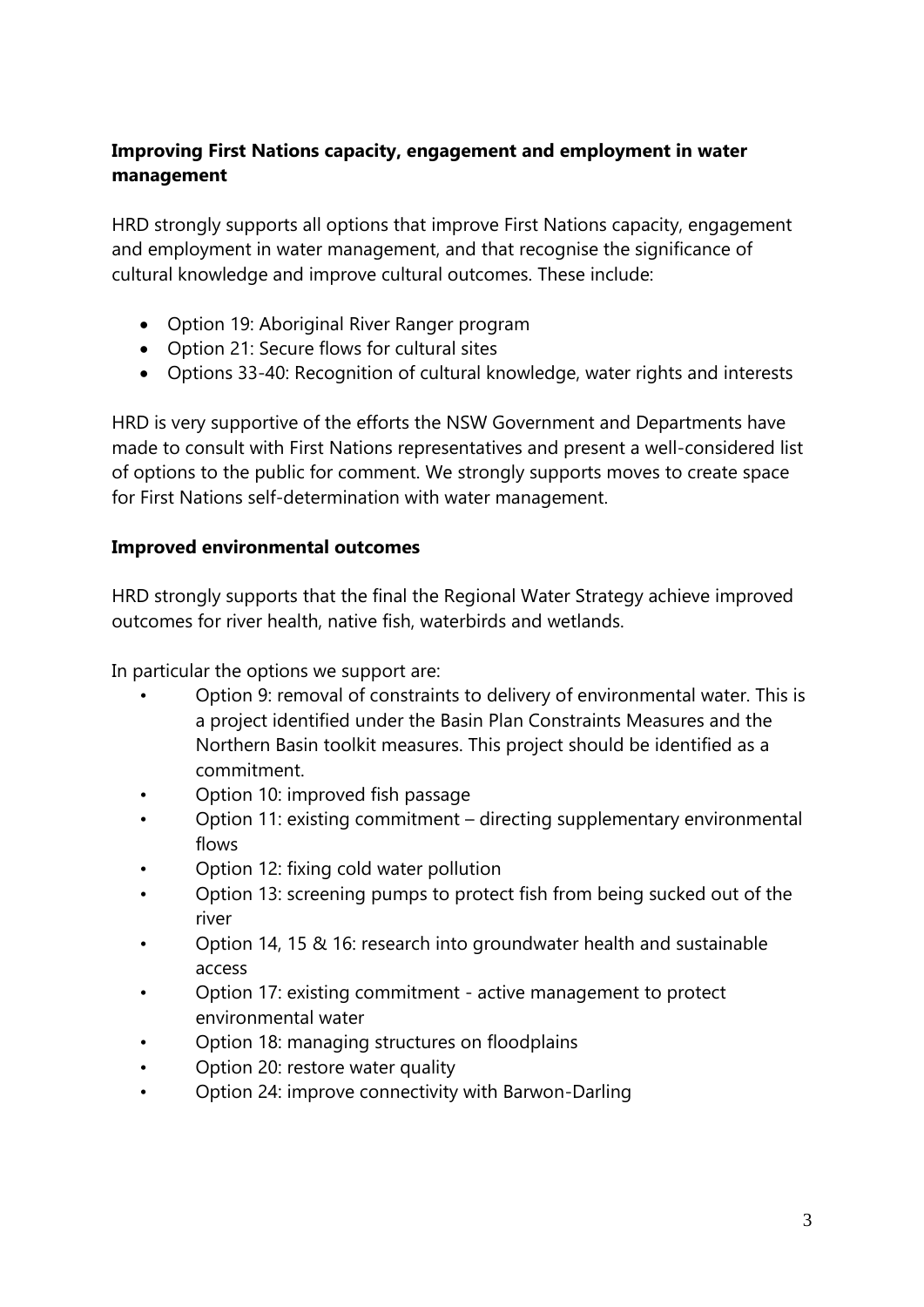**Improving First Nations capacity, engagement and employment in water management**

HRD strongly supports all options that improve First Nations capacity, engagement and employment in water management, and that recognise the significance of cultural knowledge and improve cultural outcomes. These include:

- Option 19: Aboriginal River Ranger program
- Option 21: Secure flows for cultural sites
- Options 33-40: Recognition of cultural knowledge, water rights and interests

HRD is very supportive of the efforts the NSW Government and Departments have made to consult with First Nations representatives and present a well-considered list of options to the public for comment. We strongly supports moves to create space for First Nations self-determination with water management.

**Improved environmental outcomes**

HRD strongly supports that the final the Regional Water Strategy achieve improved outcomes for river health, native fish, waterbirds and wetlands.

In particular the options we support are:

- Option 9: removal of constraints to delivery of environmental water. This is a project identified under the Basin Plan Constraints Measures and the Northern Basin toolkit measures. This project should be identified as a commitment.
- Option 10: improved fish passage
- Option 11: existing commitment – directing supplementary environmental flows
- Option 12: fixing cold water pollution
- Option 13: screening pumps to protect fish from being sucked out of the river
- Option 14, 15 & 16: research into groundwater health and sustainable access
- Option 17: existing commitment - active management to protect environmental water
- Option 18: managing structures on floodplains
- Option 20: restore water quality
- Option 24: improve connectivity with Barwon-Darling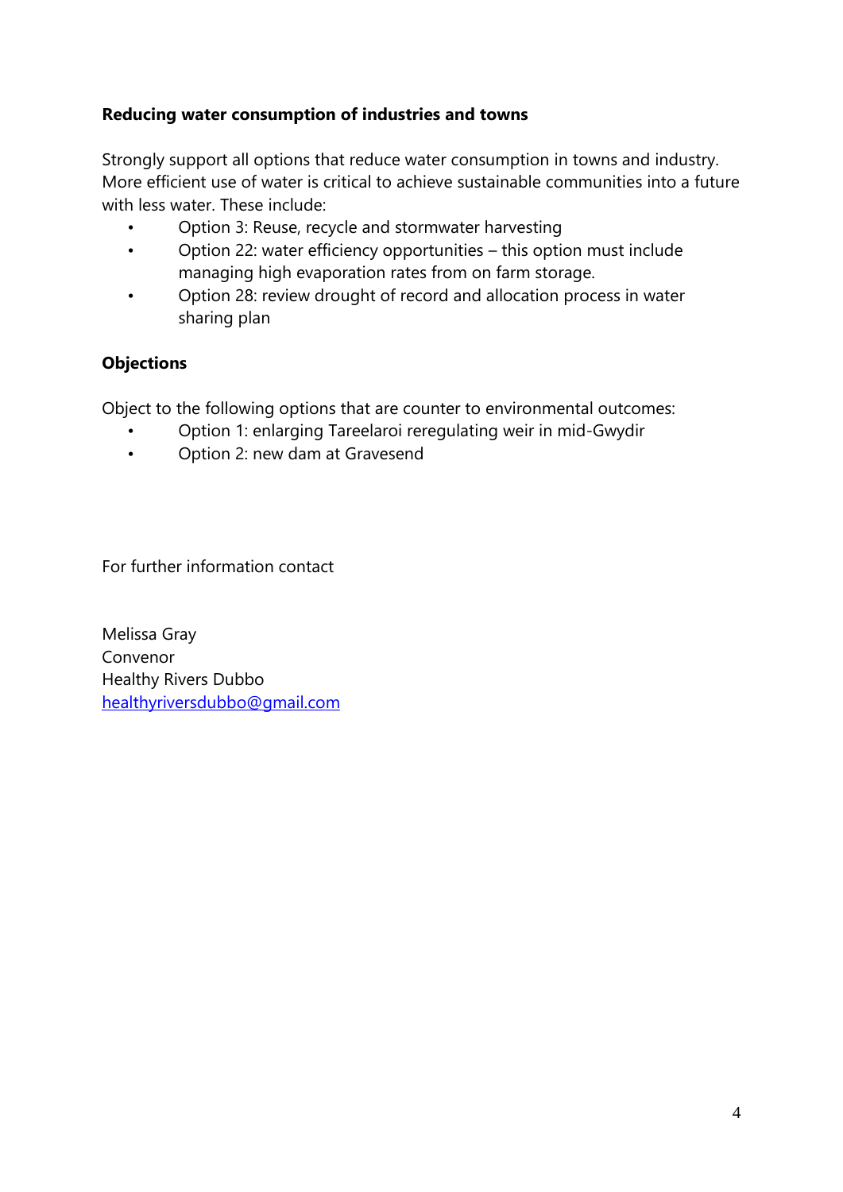**Reducing water consumption of industries and towns**

Strongly support all options that reduce water consumption in towns and industry. More efficient use of water is critical to achieve sustainable communities into a future with less water. These include:

- Option 3: Reuse, recycle and stormwater harvesting
- Option 22: water efficiency opportunities – this option must include managing high evaporation rates from on farm storage.
- Option 28: review drought of record and allocation process in water sharing plan

**Objections**

Object to the following options that are counter to environmental outcomes:

- Option 1: enlarging Tareelaroi reregulating weir in mid-Gwydir
- Option 2: new dam at Gravesend

For further information contact

Melissa Gray
Convenor
Healthy Rivers Dubbo
healthyriversdubbo@gmail.com